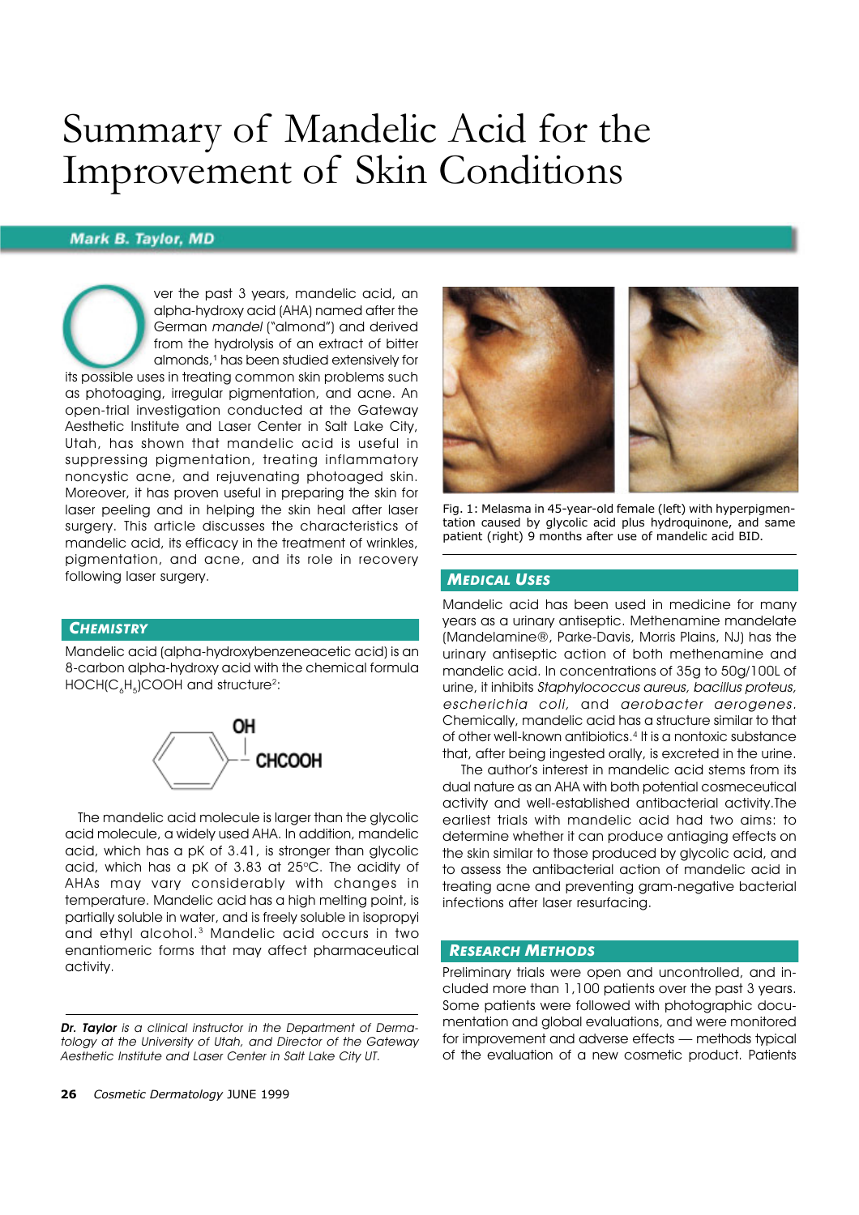# Summary of Mandelic Acid for the Improvement of Skin Conditions

**Mark B. Taylor, MD**

Over the past 3 years, mandelic acid, an alpha-hydroxy acid (AHA) named after the German *mandel* ("almond") and derived from the hydrolysis of an extract of bitter almonds,[1] has been studied extensively for its possible uses in treating common skin problems such as photoaging, irregular pigmentation, and acne. An open-trial investigation conducted at the Gateway Aesthetic Institute and Laser Center in Salt Lake City, Utah, has shown that mandelic acid is useful in suppressing pigmentation, treating inflammatory noncystic acne, and rejuvenating photoaged skin. Moreover, it has proven useful in preparing the skin for laser peeling and in helping the skin heal after laser surgery. This article discusses the characteristics of mandelic acid, its efficacy in the treatment of wrinkles, pigmentation, and acne, and its role in recovery following laser surgery.

## Chemistry

Mandelic acid (alpha-hydroxybenzeneacetic acid) is an 8-carbon alpha-hydroxy acid with the chemical formula $HOCH(C_6H_5)COOH$ and structure[2]:

[Structure: benzene ring attached to CH(OH)COOH — labeled "OH" above "CHCOOH"]

The mandelic acid molecule is larger than the glycolic acid molecule, a widely used AHA. In addition, mandelic acid, which has a pK of 3.41, is stronger than glycolic acid, which has a pK of 3.83 at 25°C. The acidity of AHAs may vary considerably with changes in temperature. Mandelic acid has a high melting point, is partially soluble in water, and is freely soluble in isopropyi and ethyl alcohol.[3] Mandelic acid occurs in two enantiomeric forms that may affect pharmaceutical activity.

*Dr. Taylor is a clinical instructor in the Department of Dermatology at the University of Utah, and Director of the Gateway Aesthetic Institute and Laser Center in Salt Lake City UT.*

Fig. 1: Melasma in 45-year-old female (left) with hyperpigmentation caused by glycolic acid plus hydroquinone, and same patient (right) 9 months after use of mandelic acid BID.

## Medical Uses

Mandelic acid has been used in medicine for many years as a urinary antiseptic. Methenamine mandelate (Mandelamine®, Parke-Davis, Morris Plains, NJ) has the urinary antiseptic action of both methenamine and mandelic acid. In concentrations of 35g to 50g/100L of urine, it inhibits *Staphylococcus aureus, bacillus proteus, escherichia coli,* and *aerobacter aerogenes.* Chemically, mandelic acid has a structure similar to that of other well-known antibiotics.[4] It is a nontoxic substance that, after being ingested orally, is excreted in the urine.

The author's interest in mandelic acid stems from its dual nature as an AHA with both potential cosmeceutical activity and well-established antibacterial activity.The earliest trials with mandelic acid had two aims: to determine whether it can produce antiaging effects on the skin similar to those produced by glycolic acid, and to assess the antibacterial action of mandelic acid in treating acne and preventing gram-negative bacterial infections after laser resurfacing.

## Research Methods

Preliminary trials were open and uncontrolled, and included more than 1,100 patients over the past 3 years. Some patients were followed with photographic documentation and global evaluations, and were monitored for improvement and adverse effects — methods typical of the evaluation of a new cosmetic product. Patients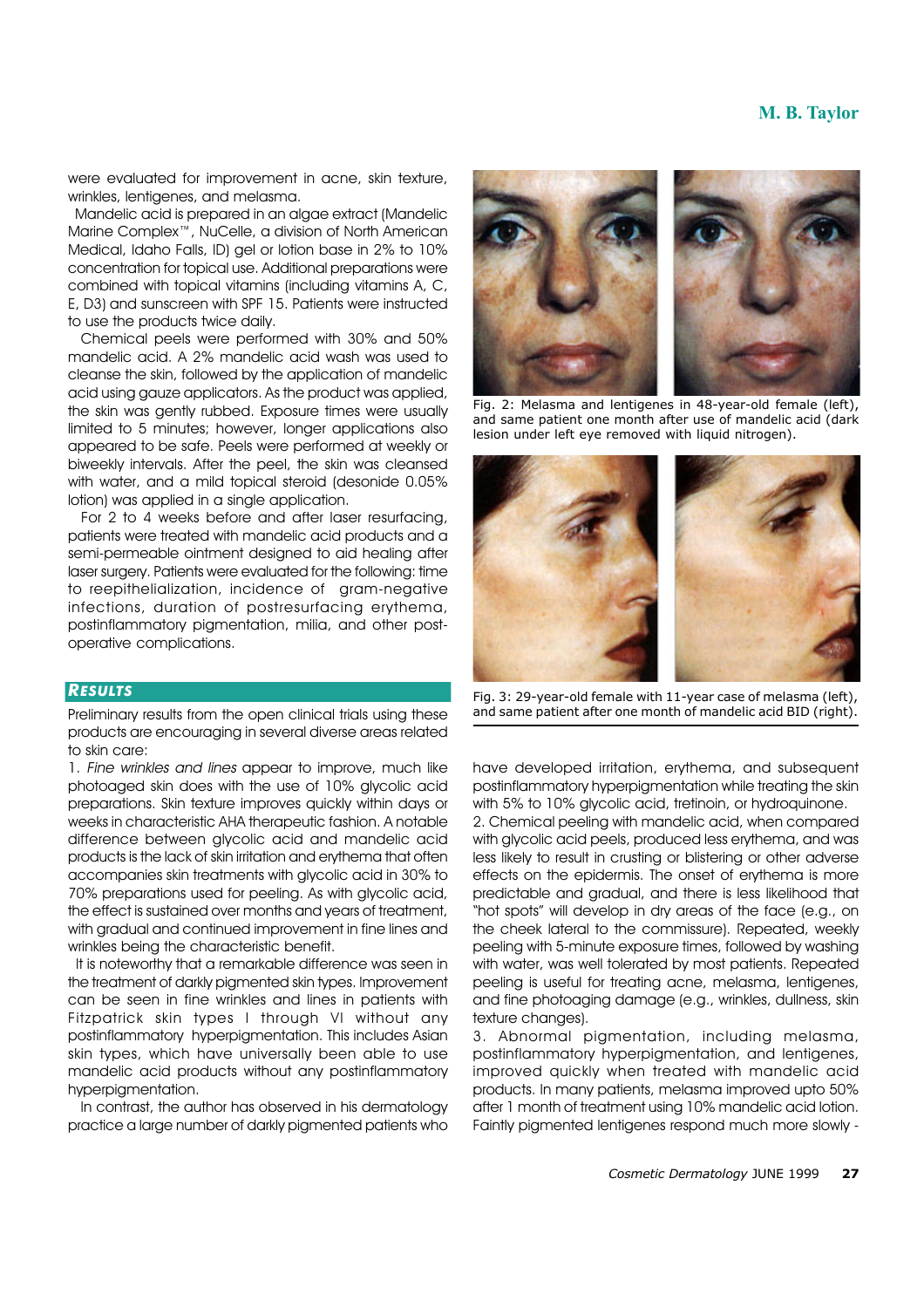were evaluated for improvement in acne, skin texture, wrinkles, lentigenes, and melasma.

Mandelic acid is prepared in an algae extract (Mandelic Marine Complex™, NuCelle, a division of North American Medical, Idaho Falls, ID) gel or lotion base in 2% to 10% concentration for topical use. Additional preparations were combined with topical vitamins (including vitamins A, C, E, D3) and sunscreen with SPF 15. Patients were instructed to use the products twice daily.

Chemical peels were performed with 30% and 50% mandelic acid. A 2% mandelic acid wash was used to cleanse the skin, followed by the application of mandelic acid using gauze applicators. As the product was applied, the skin was gently rubbed. Exposure times were usually limited to 5 minutes; however, longer applications also appeared to be safe. Peels were performed at weekly or biweekly intervals. After the peel, the skin was cleansed with water, and a mild topical steroid (desonide 0.05% lotion) was applied in a single application.

For 2 to 4 weeks before and after laser resurfacing, patients were treated with mandelic acid products and a semi-permeable ointment designed to aid healing after laser surgery. Patients were evaluated for the following: time to reepithelialization, incidence of gram-negative infections, duration of postresurfacing erythema, postinflammatory pigmentation, milia, and other post-operative complications.

## *Results*

Preliminary results from the open clinical trials using these products are encouraging in several diverse areas related to skin care:

1. *Fine wrinkles and lines* appear to improve, much like photoaged skin does with the use of 10% glycolic acid preparations. Skin texture improves quickly within days or weeks in characteristic AHA therapeutic fashion. A notable difference between glycolic acid and mandelic acid products is the lack of skin irritation and erythema that often accompanies skin treatments with glycolic acid in 30% to 70% preparations used for peeling. As with glycolic acid, the effect is sustained over months and years of treatment, with gradual and continued improvement in fine lines and wrinkles being the characteristic benefit.

It is noteworthy that a remarkable difference was seen in the treatment of darkly pigmented skin types. Improvement can be seen in fine wrinkles and lines in patients with Fitzpatrick skin types I through VI without any postinflammatory hyperpigmentation. This includes Asian skin types, which have universally been able to use mandelic acid products without any postinflammatory hyperpigmentation.

In contrast, the author has observed in his dermatology practice a large number of darkly pigmented patients who have developed irritation, erythema, and subsequent postinflammatory hyperpigmentation while treating the skin with 5% to 10% glycolic acid, tretinoin, or hydroquinone.

2. Chemical peeling with mandelic acid, when compared with glycolic acid peels, produced less erythema, and was less likely to result in crusting or blistering or other adverse effects on the epidermis. The onset of erythema is more predictable and gradual, and there is less likelihood that "hot spots" will develop in dry areas of the face (e.g., on the cheek lateral to the commissure). Repeated, weekly peeling with 5-minute exposure times, followed by washing with water, was well tolerated by most patients. Repeated peeling is useful for treating acne, melasma, lentigenes, and fine photoaging damage (e.g., wrinkles, dullness, skin texture changes).

3. Abnormal pigmentation, including melasma, postinflammatory hyperpigmentation, and lentigenes, improved quickly when treated with mandelic acid products. In many patients, melasma improved upto 50% after 1 month of treatment using 10% mandelic acid lotion. Faintly pigmented lentigenes respond much more slowly -

Fig. 2: Melasma and lentigenes in 48-year-old female (left), and same patient one month after use of mandelic acid (dark lesion under left eye removed with liquid nitrogen).

Fig. 3: 29-year-old female with 11-year case of melasma (left), and same patient after one month of mandelic acid BID (right).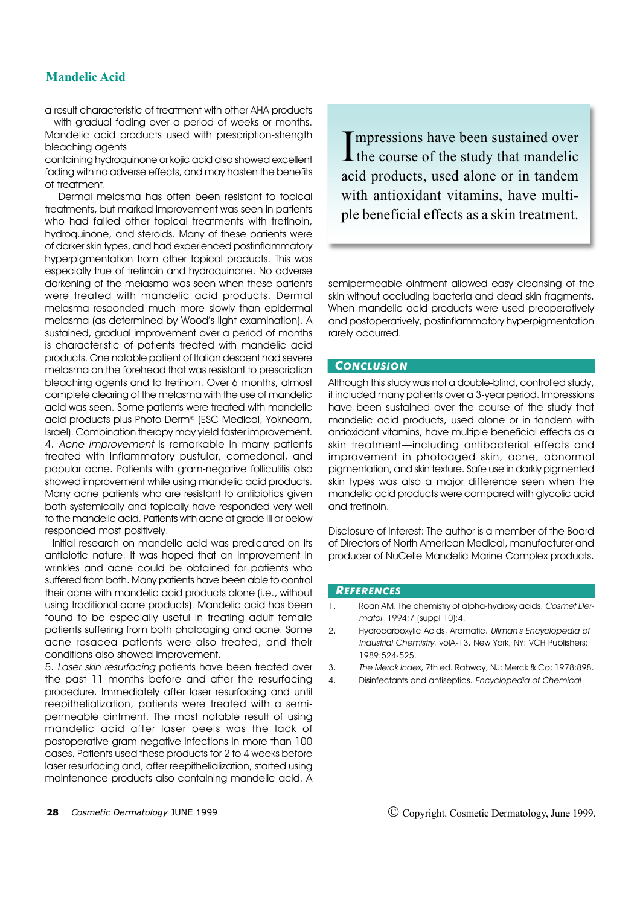a result characteristic of treatment with other AHA products – with gradual fading over a period of weeks or months. Mandelic acid products used with prescription-strength bleaching agents containing hydroquinone or kojic acid also showed excellent fading with no adverse effects, and may hasten the benefits of treatment.

Dermal melasma has often been resistant to topical treatments, but marked improvement was seen in patients who had failed other topical treatments with tretinoin, hydroquinone, and steroids. Many of these patients were of darker skin types, and had experienced postinflammatory hyperpigmentation from other topical products. This was especially true of tretinoin and hydroquinone. No adverse darkening of the melasma was seen when these patients were treated with mandelic acid products. Dermal melasma responded much more slowly than epidermal melasma (as determined by Wood's light examination). A sustained, gradual improvement over a period of months is characteristic of patients treated with mandelic acid products. One notable patient of Italian descent had severe melasma on the forehead that was resistant to prescription bleaching agents and to tretinoin. Over 6 months, almost complete clearing of the melasma with the use of mandelic acid was seen. Some patients were treated with mandelic acid products plus Photo-Derm® (ESC Medical, Yokneam, Israel). Combination therapy may yield faster improvement.

4. *Acne improvement* is remarkable in many patients treated with inflammatory pustular, comedonal, and papular acne. Patients with gram-negative folliculitis also showed improvement while using mandelic acid products. Many acne patients who are resistant to antibiotics given both systemically and topically have responded very well to the mandelic acid. Patients with acne at grade III or below responded most positively.

Initial research on mandelic acid was predicated on its antibiotic nature. It was hoped that an improvement in wrinkles and acne could be obtained for patients who suffered from both. Many patients have been able to control their acne with mandelic acid products alone (i.e., without using traditional acne products). Mandelic acid has been found to be especially useful in treating adult female patients suffering from both photoaging and acne. Some acne rosacea patients were also treated, and their conditions also showed improvement.

5. *Laser skin resurfacing* patients have been treated over the past 11 months before and after the resurfacing procedure. Immediately after laser resurfacing and until reepithelialization, patients were treated with a semipermeable ointment. The most notable result of using mandelic acid after laser peels was the lack of postoperative gram-negative infections in more than 100 cases. Patients used these products for 2 to 4 weeks before laser resurfacing and, after reepithelialization, started using maintenance products also containing mandelic acid. A semipermeable ointment allowed easy cleansing of the skin without occluding bacteria and dead-skin fragments. When mandelic acid products were used preoperatively and postoperatively, postinflammatory hyperpigmentation rarely occurred.

> Impressions have been sustained over the course of the study that mandelic acid products, used alone or in tandem with antioxidant vitamins, have multiple beneficial effects as a skin treatment.

## Conclusion

Although this study was not a double-blind, controlled study, it included many patients over a 3-year period. Impressions have been sustained over the course of the study that mandelic acid products, used alone or in tandem with antioxidant vitamins, have multiple beneficial effects as a skin treatment—including antibacterial effects and improvement in photoaged skin, acne, abnormal pigmentation, and skin texture. Safe use in darkly pigmented skin types was also a major difference seen when the mandelic acid products were compared with glycolic acid and tretinoin.

Disclosure of Interest: The author is a member of the Board of Directors of North American Medical, manufacturer and producer of NuCelle Mandelic Marine Complex products.

## References

1. Roan AM. The chemistry of alpha-hydroxy acids. *Cosmet Dermatol.* 1994;7 (suppl 10):4.
2. Hydrocarboxylic Acids, Aromatic. *Ullman's Encyclopedia of Industrial Chemistry.* volA-13. New York, NY: VCH Publishers; 1989:524-525.
3. *The Merck Index,* 7th ed. Rahway, NJ: Merck & Co; 1978:898.
4. Disinfectants and antiseptics. *Encyclopedia of Chemical*

© Copyright. Cosmetic Dermatology, June 1999.